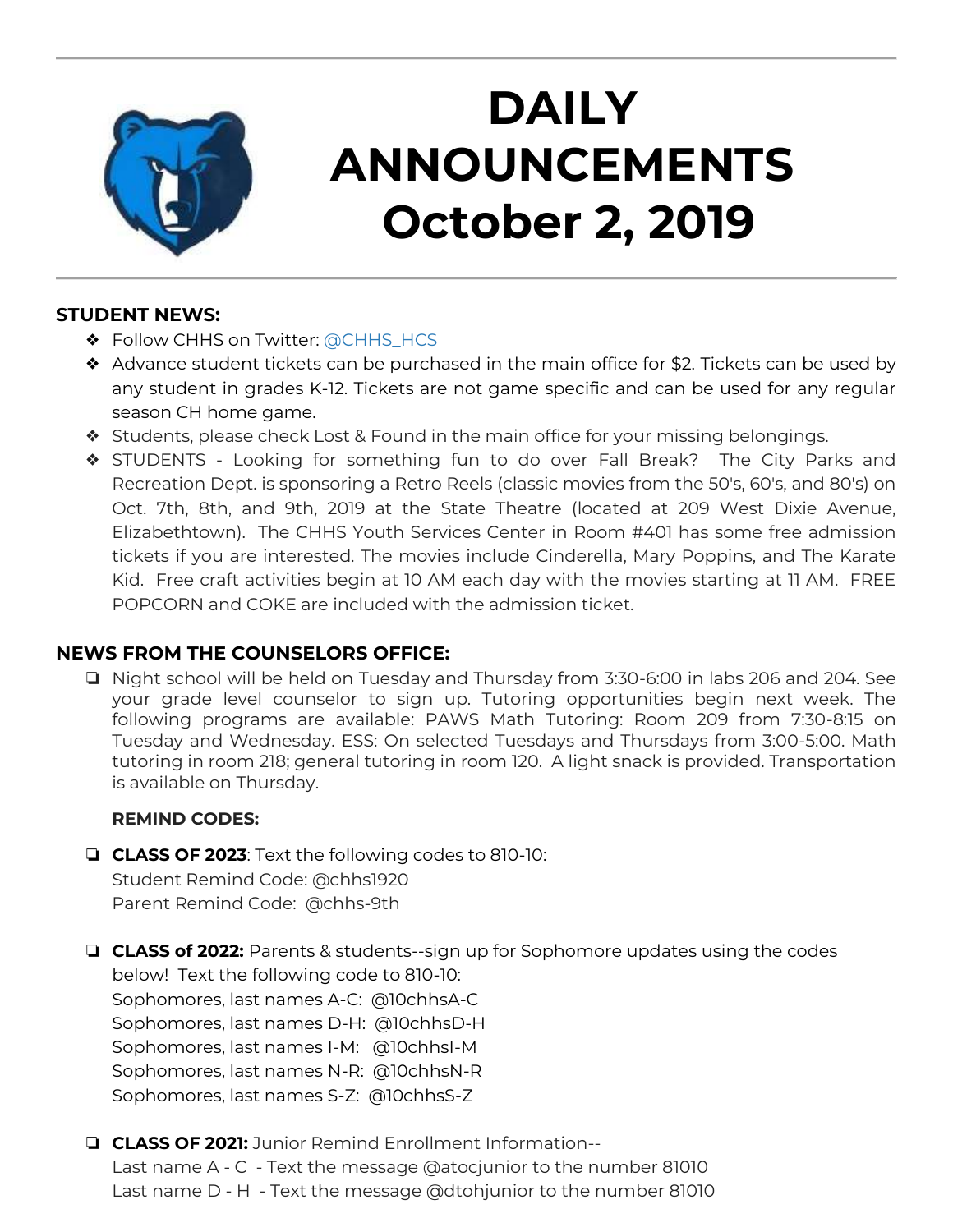# DAILY ANNOUNCEMENTS October 2, 2019

**STUDENT NEWS:**

- Follow CHHS on Twitter: @CHHS_HCS
- Advance student tickets can be purchased in the main office for $2. Tickets can be used by any student in grades K-12. Tickets are not game specific and can be used for any regular season CH home game.
- Students, please check Lost & Found in the main office for your missing belongings.
- STUDENTS - Looking for something fun to do over Fall Break? The City Parks and Recreation Dept. is sponsoring a Retro Reels (classic movies from the 50's, 60's, and 80's) on Oct. 7th, 8th, and 9th, 2019 at the State Theatre (located at 209 West Dixie Avenue, Elizabethtown). The CHHS Youth Services Center in Room #401 has some free admission tickets if you are interested. The movies include Cinderella, Mary Poppins, and The Karate Kid. Free craft activities begin at 10 AM each day with the movies starting at 11 AM. FREE POPCORN and COKE are included with the admission ticket.

**NEWS FROM THE COUNSELORS OFFICE:**

- Night school will be held on Tuesday and Thursday from 3:30-6:00 in labs 206 and 204. See your grade level counselor to sign up. Tutoring opportunities begin next week. The following programs are available: PAWS Math Tutoring: Room 209 from 7:30-8:15 on Tuesday and Wednesday. ESS: On selected Tuesdays and Thursdays from 3:00-5:00. Math tutoring in room 218; general tutoring in room 120. A light snack is provided. Transportation is available on Thursday.

**REMIND CODES:**

- **CLASS OF 2023**: Text the following codes to 810-10:
  Student Remind Code: @chhs1920
  Parent Remind Code: @chhs-9th

- **CLASS of 2022:** Parents & students--sign up for Sophomore updates using the codes below! Text the following code to 810-10:
  Sophomores, last names A-C: @10chhsA-C
  Sophomores, last names D-H: @10chhsD-H
  Sophomores, last names I-M: @10chhsI-M
  Sophomores, last names N-R: @10chhsN-R
  Sophomores, last names S-Z: @10chhsS-Z

- **CLASS OF 2021:** Junior Remind Enrollment Information--
  Last name A - C - Text the message @atocjunior to the number 81010
  Last name D - H - Text the message @dtohjunior to the number 81010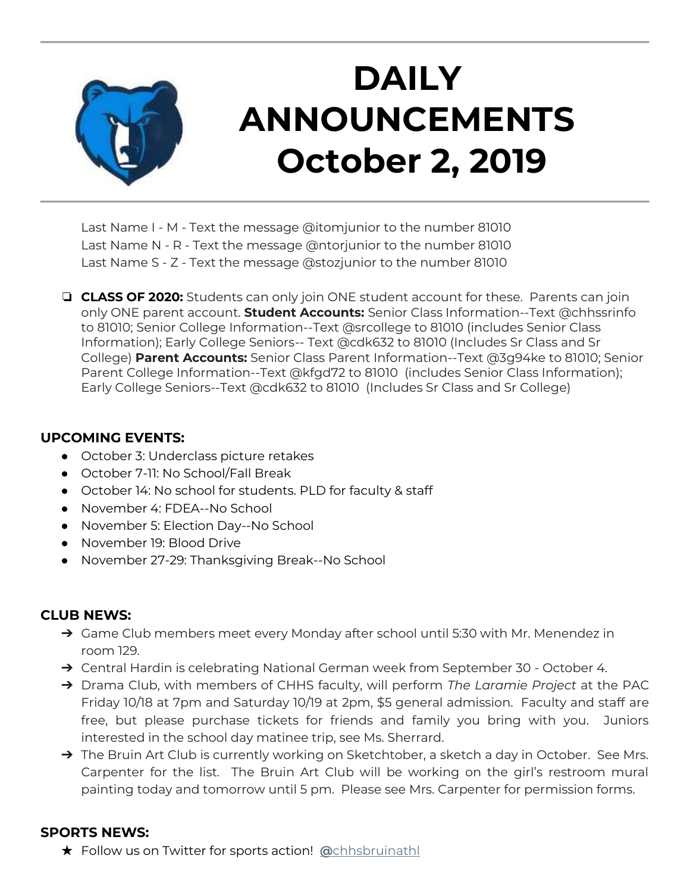# DAILY ANNOUNCEMENTS October 2, 2019

Last Name I - M - Text the message @itomjunior to the number 81010
Last Name N - R - Text the message @ntorjunior to the number 81010
Last Name S - Z - Text the message @stozjunior to the number 81010

- **CLASS OF 2020:** Students can only join ONE student account for these. Parents can join only ONE parent account. **Student Accounts:** Senior Class Information--Text @chhssrinfo to 81010; Senior College Information--Text @srcollege to 81010 (includes Senior Class Information); Early College Seniors-- Text @cdk632 to 81010 (Includes Sr Class and Sr College) **Parent Accounts:** Senior Class Parent Information--Text @3g94ke to 81010; Senior Parent College Information--Text @kfgd72 to 81010 (includes Senior Class Information); Early College Seniors--Text @cdk632 to 81010 (Includes Sr Class and Sr College)

### UPCOMING EVENTS:

- October 3: Underclass picture retakes
- October 7-11: No School/Fall Break
- October 14: No school for students. PLD for faculty & staff
- November 4: FDEA--No School
- November 5: Election Day--No School
- November 19: Blood Drive
- November 27-29: Thanksgiving Break--No School

### CLUB NEWS:

- Game Club members meet every Monday after school until 5:30 with Mr. Menendez in room 129.
- Central Hardin is celebrating National German week from September 30 - October 4.
- Drama Club, with members of CHHS faculty, will perform *The Laramie Project* at the PAC Friday 10/18 at 7pm and Saturday 10/19 at 2pm, $5 general admission. Faculty and staff are free, but please purchase tickets for friends and family you bring with you. Juniors interested in the school day matinee trip, see Ms. Sherrard.
- The Bruin Art Club is currently working on Sketchtober, a sketch a day in October. See Mrs. Carpenter for the list. The Bruin Art Club will be working on the girl's restroom mural painting today and tomorrow until 5 pm. Please see Mrs. Carpenter for permission forms.

### SPORTS NEWS:

- Follow us on Twitter for sports action! @chhsbruinathl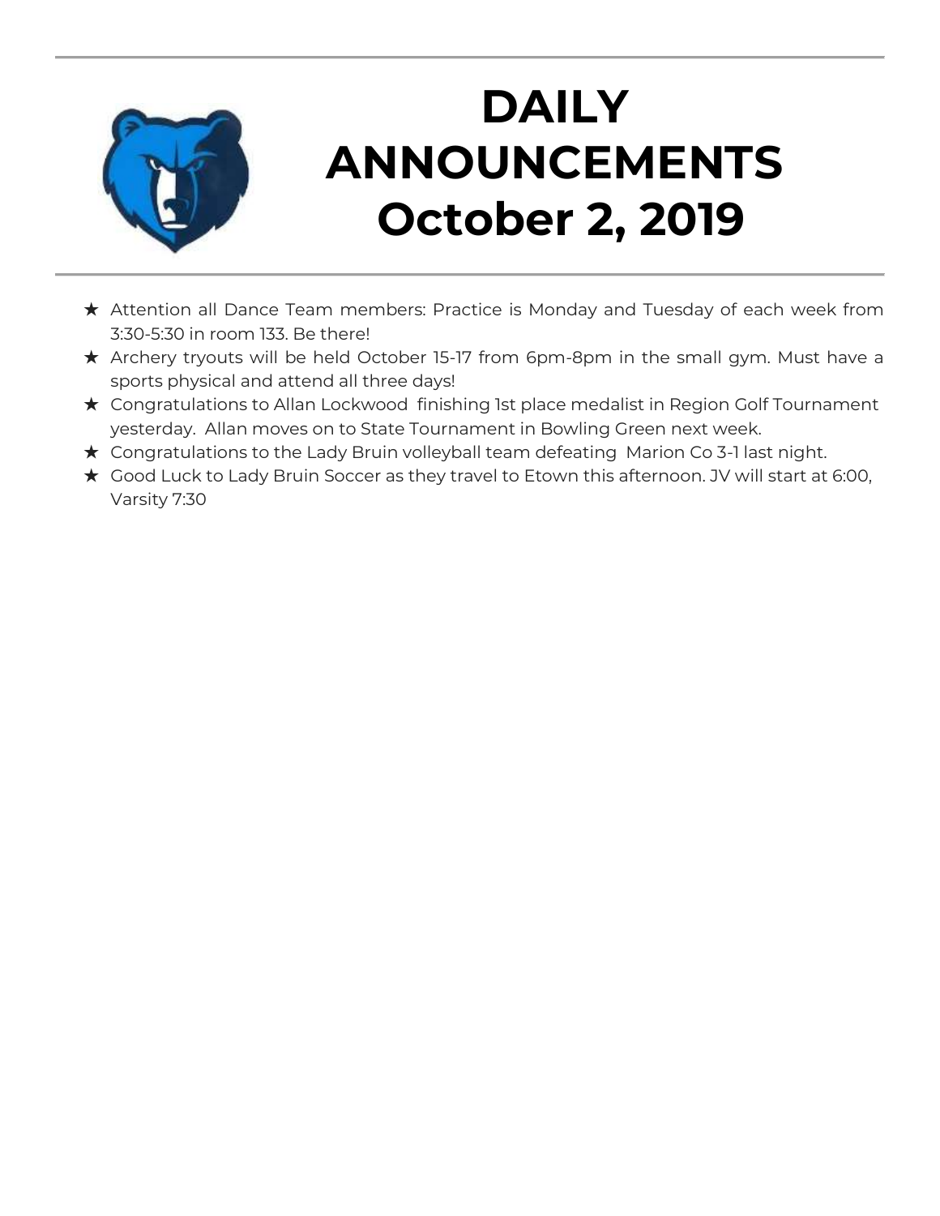# DAILY ANNOUNCEMENTS October 2, 2019

- ★ Attention all Dance Team members: Practice is Monday and Tuesday of each week from 3:30-5:30 in room 133. Be there!
- ★ Archery tryouts will be held October 15-17 from 6pm-8pm in the small gym. Must have a sports physical and attend all three days!
- ★ Congratulations to Allan Lockwood finishing 1st place medalist in Region Golf Tournament yesterday. Allan moves on to State Tournament in Bowling Green next week.
- ★ Congratulations to the Lady Bruin volleyball team defeating Marion Co 3-1 last night.
- ★ Good Luck to Lady Bruin Soccer as they travel to Etown this afternoon. JV will start at 6:00, Varsity 7:30